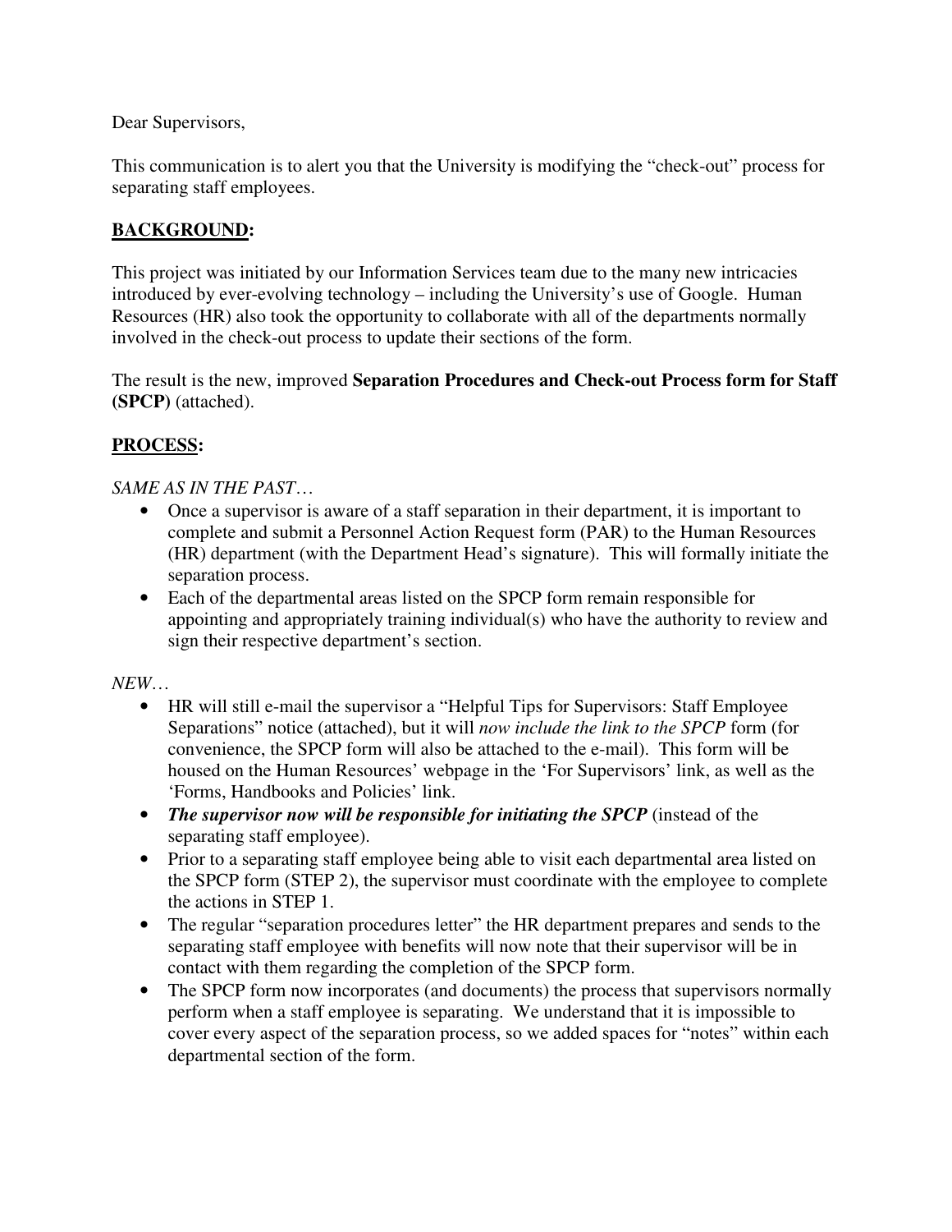Dear Supervisors,

This communication is to alert you that the University is modifying the "check-out" process for separating staff employees.

## **BACKGROUND:**

This project was initiated by our Information Services team due to the many new intricacies introduced by ever-evolving technology – including the University's use of Google. Human Resources (HR) also took the opportunity to collaborate with all of the departments normally involved in the check-out process to update their sections of the form.

The result is the new, improved **Separation Procedures and Check-out Process form for Staff (SPCP)** (attached).

## **PROCESS:**

*SAME AS IN THE PAST…*

- Once a supervisor is aware of a staff separation in their department, it is important to complete and submit a Personnel Action Request form (PAR) to the Human Resources (HR) department (with the Department Head's signature). This will formally initiate the separation process.
- Each of the departmental areas listed on the SPCP form remain responsible for appointing and appropriately training individual(s) who have the authority to review and sign their respective department's section.

*NEW…*

- HR will still e-mail the supervisor a "Helpful Tips for Supervisors: Staff Employee Separations" notice (attached), but it will *now include the link to the SPCP* form (for convenience, the SPCP form will also be attached to the e-mail). This form will be housed on the Human Resources' webpage in the 'For Supervisors' link, as well as the 'Forms, Handbooks and Policies' link.
- ***The supervisor now will be responsible for initiating the SPCP*** (instead of the separating staff employee).
- Prior to a separating staff employee being able to visit each departmental area listed on the SPCP form (STEP 2), the supervisor must coordinate with the employee to complete the actions in STEP 1.
- The regular "separation procedures letter" the HR department prepares and sends to the separating staff employee with benefits will now note that their supervisor will be in contact with them regarding the completion of the SPCP form.
- The SPCP form now incorporates (and documents) the process that supervisors normally perform when a staff employee is separating. We understand that it is impossible to cover every aspect of the separation process, so we added spaces for "notes" within each departmental section of the form.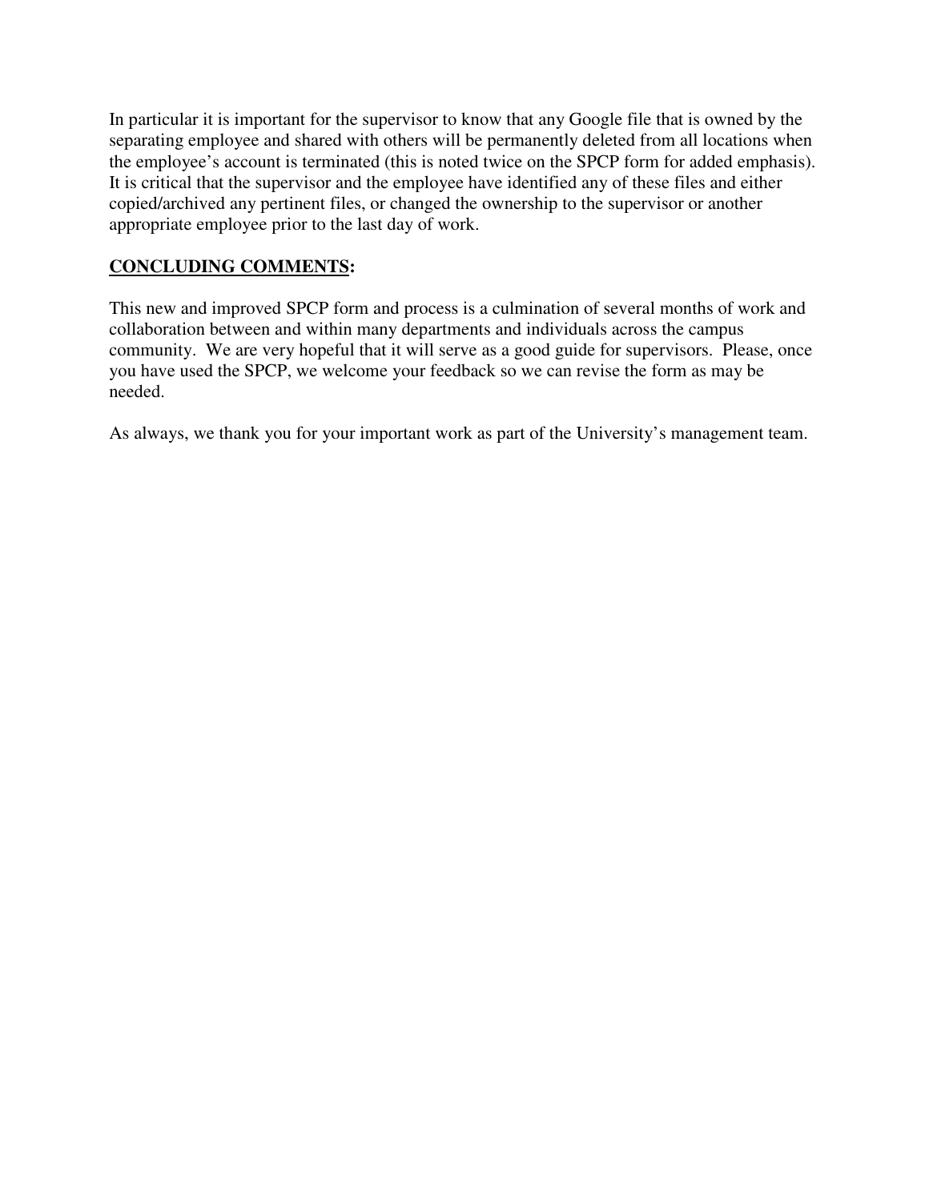In particular it is important for the supervisor to know that any Google file that is owned by the separating employee and shared with others will be permanently deleted from all locations when the employee's account is terminated (this is noted twice on the SPCP form for added emphasis). It is critical that the supervisor and the employee have identified any of these files and either copied/archived any pertinent files, or changed the ownership to the supervisor or another appropriate employee prior to the last day of work.

**<u>CONCLUDING COMMENTS</u>:**

This new and improved SPCP form and process is a culmination of several months of work and collaboration between and within many departments and individuals across the campus community. We are very hopeful that it will serve as a good guide for supervisors. Please, once you have used the SPCP, we welcome your feedback so we can revise the form as may be needed.

As always, we thank you for your important work as part of the University's management team.